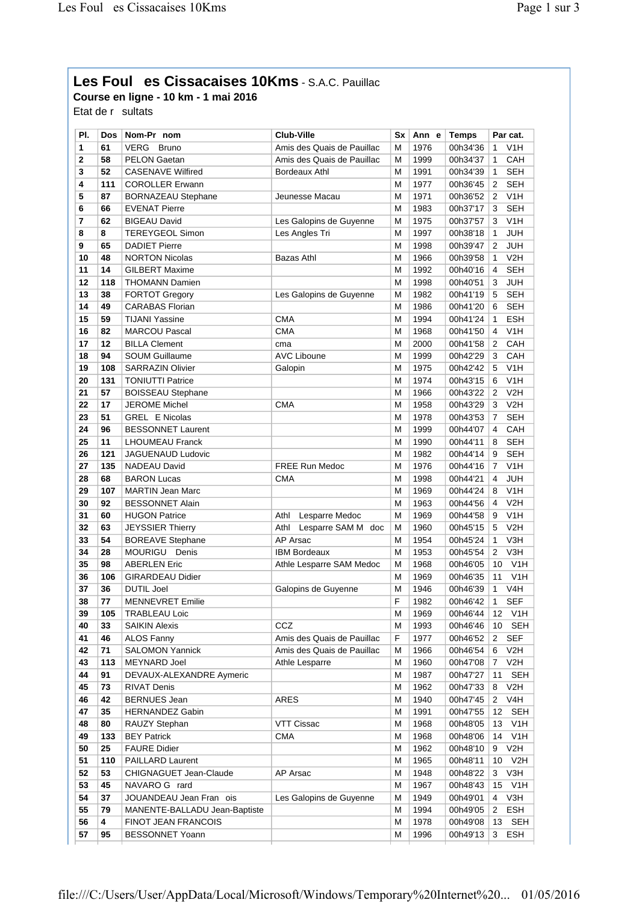# Les Foul   es Cissacaises 10Kms - S.A.C. Pauillac

**Course en ligne - 10 km - 1 mai 2016**

Etat de r   sultats

| Pl. | Dos | Nom-Pr   nom | Club-Ville | Sx | Ann   e | Temps | Par cat. |
|---|---|---|---|---|---|---|---|
| 1 | 61 | VERG   Bruno | Amis des Quais de Pauillac | M | 1976 | 00h34'36 | 1   V1H |
| 2 | 58 | PELON Gaetan | Amis des Quais de Pauillac | M | 1999 | 00h34'37 | 1   CAH |
| 3 | 52 | CASENAVE Wilfried | Bordeaux Athl | M | 1991 | 00h34'39 | 1   SEH |
| 4 | 111 | COROLLER Erwann | | M | 1977 | 00h36'45 | 2   SEH |
| 5 | 87 | BORNAZEAU Stephane | Jeunesse Macau | M | 1971 | 00h36'52 | 2   V1H |
| 6 | 66 | EVENAT Pierre | | M | 1983 | 00h37'17 | 3   SEH |
| 7 | 62 | BIGEAU David | Les Galopins de Guyenne | M | 1975 | 00h37'57 | 3   V1H |
| 8 | 8 | TEREYGEOL Simon | Les Angles Tri | M | 1997 | 00h38'18 | 1   JUH |
| 9 | 65 | DADIET Pierre | | M | 1998 | 00h39'47 | 2   JUH |
| 10 | 48 | NORTON Nicolas | Bazas Athl | M | 1966 | 00h39'58 | 1   V2H |
| 11 | 14 | GILBERT Maxime | | M | 1992 | 00h40'16 | 4   SEH |
| 12 | 118 | THOMANN Damien | | M | 1998 | 00h40'51 | 3   JUH |
| 13 | 38 | FORTOT Gregory | Les Galopins de Guyenne | M | 1982 | 00h41'19 | 5   SEH |
| 14 | 49 | CARABAS Florian | | M | 1986 | 00h41'20 | 6   SEH |
| 15 | 59 | TIJANI Yassine | CMA | M | 1994 | 00h41'24 | 1   ESH |
| 16 | 82 | MARCOU Pascal | CMA | M | 1968 | 00h41'50 | 4   V1H |
| 17 | 12 | BILLA Clement | cma | M | 2000 | 00h41'58 | 2   CAH |
| 18 | 94 | SOUM Guillaume | AVC Liboune | M | 1999 | 00h42'29 | 3   CAH |
| 19 | 108 | SARRAZIN Olivier | Galopin | M | 1975 | 00h42'42 | 5   V1H |
| 20 | 131 | TONIUTTI Patrice | | M | 1974 | 00h43'15 | 6   V1H |
| 21 | 57 | BOISSEAU Stephane | | M | 1966 | 00h43'22 | 2   V2H |
| 22 | 17 | JEROME Michel | CMA | M | 1958 | 00h43'29 | 3   V2H |
| 23 | 51 | GREL   E Nicolas | | M | 1978 | 00h43'53 | 7   SEH |
| 24 | 96 | BESSONNET Laurent | | M | 1999 | 00h44'07 | 4   CAH |
| 25 | 11 | LHOUMEAU Franck | | M | 1990 | 00h44'11 | 8   SEH |
| 26 | 121 | JAGUENAUD Ludovic | | M | 1982 | 00h44'14 | 9   SEH |
| 27 | 135 | NADEAU David | FREE Run Medoc | M | 1976 | 00h44'16 | 7   V1H |
| 28 | 68 | BARON Lucas | CMA | M | 1998 | 00h44'21 | 4   JUH |
| 29 | 107 | MARTIN Jean Marc | | M | 1969 | 00h44'24 | 8   V1H |
| 30 | 92 | BESSONNET Alain | | M | 1963 | 00h44'56 | 4   V2H |
| 31 | 60 | HUGON Patrice | Athl   Lesparre Medoc | M | 1969 | 00h44'58 | 9   V1H |
| 32 | 63 | JEYSSIER Thierry | Athl   Lesparre SAM M   doc | M | 1960 | 00h45'15 | 5   V2H |
| 33 | 54 | BOREAVE Stephane | AP Arsac | M | 1954 | 00h45'24 | 1   V3H |
| 34 | 28 | MOURIGU   Denis | IBM Bordeaux | M | 1953 | 00h45'54 | 2   V3H |
| 35 | 98 | ABERLEN Eric | Athle Lesparre SAM Medoc | M | 1968 | 00h46'05 | 10   V1H |
| 36 | 106 | GIRARDEAU Didier | | M | 1969 | 00h46'35 | 11   V1H |
| 37 | 36 | DUTIL Joel | Galopins de Guyenne | M | 1946 | 00h46'39 | 1   V4H |
| 38 | 77 | MENNEVRET Emilie | | F | 1982 | 00h46'42 | 1   SEF |
| 39 | 105 | TRABLEAU Loic | | M | 1969 | 00h46'44 | 12   V1H |
| 40 | 33 | SAIKIN Alexis | CCZ | M | 1993 | 00h46'46 | 10   SEH |
| 41 | 46 | ALOS Fanny | Amis des Quais de Pauillac | F | 1977 | 00h46'52 | 2   SEF |
| 42 | 71 | SALOMON Yannick | Amis des Quais de Pauillac | M | 1966 | 00h46'54 | 6   V2H |
| 43 | 113 | MEYNARD Joel | Athle Lesparre | M | 1960 | 00h47'08 | 7   V2H |
| 44 | 91 | DEVAUX-ALEXANDRE Aymeric | | M | 1987 | 00h47'27 | 11   SEH |
| 45 | 73 | RIVAT Denis | | M | 1962 | 00h47'33 | 8   V2H |
| 46 | 42 | BERNUES Jean | ARES | M | 1940 | 00h47'45 | 2   V4H |
| 47 | 35 | HERNANDEZ Gabin | | M | 1991 | 00h47'55 | 12   SEH |
| 48 | 80 | RAUZY Stephan | VTT Cissac | M | 1968 | 00h48'05 | 13   V1H |
| 49 | 133 | BEY Patrick | CMA | M | 1968 | 00h48'06 | 14   V1H |
| 50 | 25 | FAURE Didier | | M | 1962 | 00h48'10 | 9   V2H |
| 51 | 110 | PAILLARD Laurent | | M | 1965 | 00h48'11 | 10   V2H |
| 52 | 53 | CHIGNAGUET Jean-Claude | AP Arsac | M | 1948 | 00h48'22 | 3   V3H |
| 53 | 45 | NAVARO G   rard | | M | 1967 | 00h48'43 | 15   V1H |
| 54 | 37 | JOUANDEAU Jean Fran   ois | Les Galopins de Guyenne | M | 1949 | 00h49'01 | 4   V3H |
| 55 | 79 | MANENTE-BALLADU Jean-Baptiste | | M | 1994 | 00h49'05 | 2   ESH |
| 56 | 4 | FINOT JEAN FRANCOIS | | M | 1978 | 00h49'08 | 13   SEH |
| 57 | 95 | BESSONNET Yoann | | M | 1996 | 00h49'13 | 3   ESH |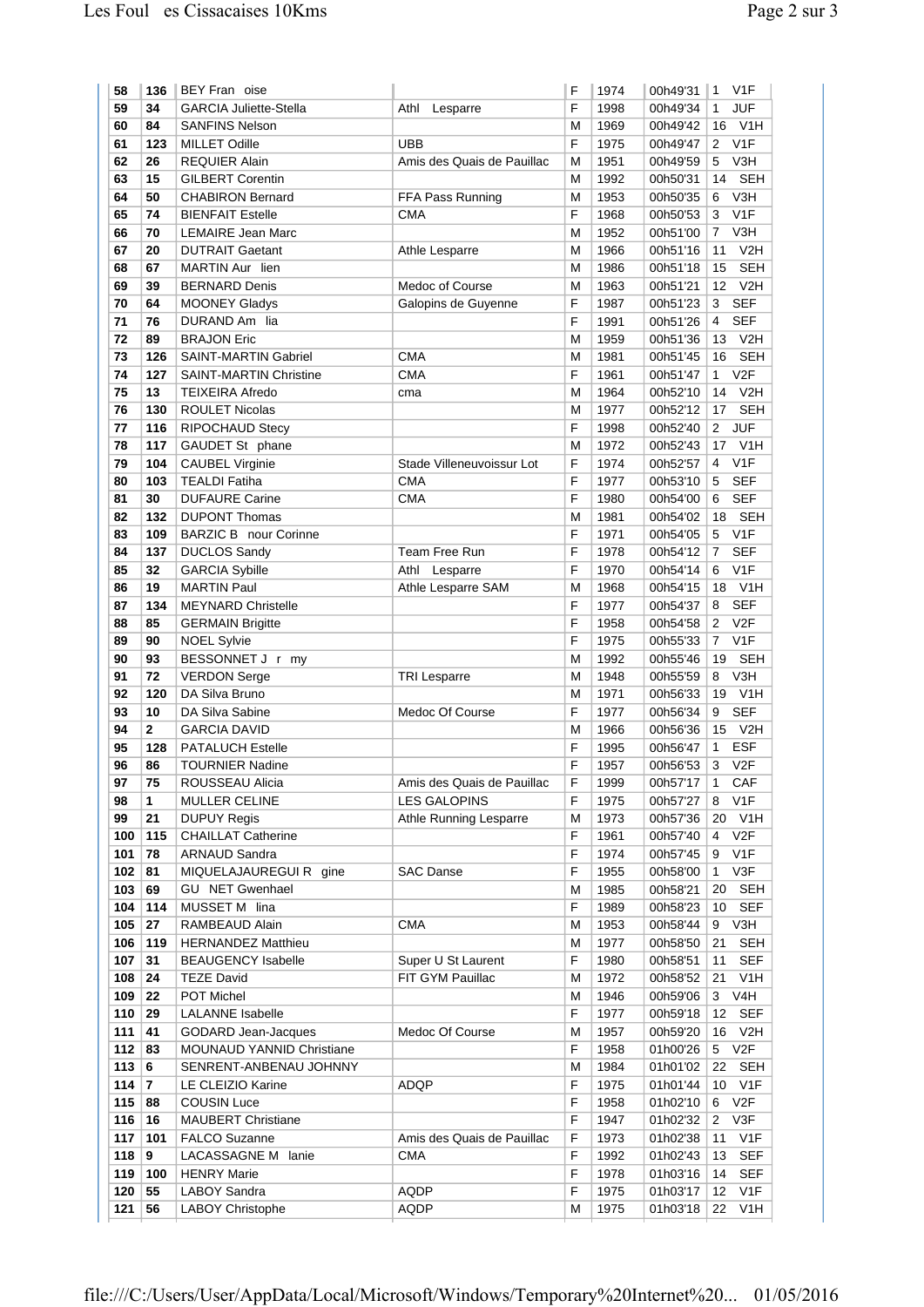| 58 | 136 | BEY Fran oise |  | F | 1974 | 00h49'31 | 1 V1F |
|---|---|---|---|---|---|---|---|
| 59 | 34 | GARCIA Juliette-Stella | Athl Lesparre | F | 1998 | 00h49'34 | 1 JUF |
| 60 | 84 | SANFINS Nelson |  | M | 1969 | 00h49'42 | 16 V1H |
| 61 | 123 | MILLET Odille | UBB | F | 1975 | 00h49'47 | 2 V1F |
| 62 | 26 | REQUIER Alain | Amis des Quais de Pauillac | M | 1951 | 00h49'59 | 5 V3H |
| 63 | 15 | GILBERT Corentin |  | M | 1992 | 00h50'31 | 14 SEH |
| 64 | 50 | CHABIRON Bernard | FFA Pass Running | M | 1953 | 00h50'35 | 6 V3H |
| 65 | 74 | BIENFAIT Estelle | CMA | F | 1968 | 00h50'53 | 3 V1F |
| 66 | 70 | LEMAIRE Jean Marc |  | M | 1952 | 00h51'00 | 7 V3H |
| 67 | 20 | DUTRAIT Gaetant | Athle Lesparre | M | 1966 | 00h51'16 | 11 V2H |
| 68 | 67 | MARTIN Aur lien |  | M | 1986 | 00h51'18 | 15 SEH |
| 69 | 39 | BERNARD Denis | Medoc of Course | M | 1963 | 00h51'21 | 12 V2H |
| 70 | 64 | MOONEY Gladys | Galopins de Guyenne | F | 1987 | 00h51'23 | 3 SEF |
| 71 | 76 | DURAND Am lia |  | F | 1991 | 00h51'26 | 4 SEF |
| 72 | 89 | BRAJON Eric |  | M | 1959 | 00h51'36 | 13 V2H |
| 73 | 126 | SAINT-MARTIN Gabriel | CMA | M | 1981 | 00h51'45 | 16 SEH |
| 74 | 127 | SAINT-MARTIN Christine | CMA | F | 1961 | 00h51'47 | 1 V2F |
| 75 | 13 | TEIXEIRA Afredo | cma | M | 1964 | 00h52'10 | 14 V2H |
| 76 | 130 | ROULET Nicolas |  | M | 1977 | 00h52'12 | 17 SEH |
| 77 | 116 | RIPOCHAUD Stecy |  | F | 1998 | 00h52'40 | 2 JUF |
| 78 | 117 | GAUDET St phane |  | M | 1972 | 00h52'43 | 17 V1H |
| 79 | 104 | CAUBEL Virginie | Stade Villeneuvoissur Lot | F | 1974 | 00h52'57 | 4 V1F |
| 80 | 103 | TEALDI Fatiha | CMA | F | 1977 | 00h53'10 | 5 SEF |
| 81 | 30 | DUFAURE Carine | CMA | F | 1980 | 00h54'00 | 6 SEF |
| 82 | 132 | DUPONT Thomas |  | M | 1981 | 00h54'02 | 18 SEH |
| 83 | 109 | BARZIC B nour Corinne |  | F | 1971 | 00h54'05 | 5 V1F |
| 84 | 137 | DUCLOS Sandy | Team Free Run | F | 1978 | 00h54'12 | 7 SEF |
| 85 | 32 | GARCIA Sybille | Athl Lesparre | F | 1970 | 00h54'14 | 6 V1F |
| 86 | 19 | MARTIN Paul | Athle Lesparre SAM | M | 1968 | 00h54'15 | 18 V1H |
| 87 | 134 | MEYNARD Christelle |  | F | 1977 | 00h54'37 | 8 SEF |
| 88 | 85 | GERMAIN Brigitte |  | F | 1958 | 00h54'58 | 2 V2F |
| 89 | 90 | NOEL Sylvie |  | F | 1975 | 00h55'33 | 7 V1F |
| 90 | 93 | BESSONNET J r my |  | M | 1992 | 00h55'46 | 19 SEH |
| 91 | 72 | VERDON Serge | TRI Lesparre | M | 1948 | 00h55'59 | 8 V3H |
| 92 | 120 | DA Silva Bruno |  | M | 1971 | 00h56'33 | 19 V1H |
| 93 | 10 | DA Silva Sabine | Medoc Of Course | F | 1977 | 00h56'34 | 9 SEF |
| 94 | 2 | GARCIA DAVID |  | M | 1966 | 00h56'36 | 15 V2H |
| 95 | 128 | PATALUCH Estelle |  | F | 1995 | 00h56'47 | 1 ESF |
| 96 | 86 | TOURNIER Nadine |  | F | 1957 | 00h56'53 | 3 V2F |
| 97 | 75 | ROUSSEAU Alicia | Amis des Quais de Pauillac | F | 1999 | 00h57'17 | 1 CAF |
| 98 | 1 | MULLER CELINE | LES GALOPINS | F | 1975 | 00h57'27 | 8 V1F |
| 99 | 21 | DUPUY Regis | Athle Running Lesparre | M | 1973 | 00h57'36 | 20 V1H |
| 100 | 115 | CHAILLAT Catherine |  | F | 1961 | 00h57'40 | 4 V2F |
| 101 | 78 | ARNAUD Sandra |  | F | 1974 | 00h57'45 | 9 V1F |
| 102 | 81 | MIQUELAJAUREGUI R gine | SAC Danse | F | 1955 | 00h58'00 | 1 V3F |
| 103 | 69 | GU NET Gwenhael |  | M | 1985 | 00h58'21 | 20 SEH |
| 104 | 114 | MUSSET M lina |  | F | 1989 | 00h58'23 | 10 SEF |
| 105 | 27 | RAMBEAUD Alain | CMA | M | 1953 | 00h58'44 | 9 V3H |
| 106 | 119 | HERNANDEZ Matthieu |  | M | 1977 | 00h58'50 | 21 SEH |
| 107 | 31 | BEAUGENCY Isabelle | Super U St Laurent | F | 1980 | 00h58'51 | 11 SEF |
| 108 | 24 | TEZE David | FIT GYM Pauillac | M | 1972 | 00h58'52 | 21 V1H |
| 109 | 22 | POT Michel |  | M | 1946 | 00h59'06 | 3 V4H |
| 110 | 29 | LALANNE Isabelle |  | F | 1977 | 00h59'18 | 12 SEF |
| 111 | 41 | GODARD Jean-Jacques | Medoc Of Course | M | 1957 | 00h59'20 | 16 V2H |
| 112 | 83 | MOUNAUD YANNID Christiane |  | F | 1958 | 01h00'26 | 5 V2F |
| 113 | 6 | SENRENT-ANBENAU JOHNNY |  | M | 1984 | 01h01'02 | 22 SEH |
| 114 | 7 | LE CLEIZIO Karine | ADQP | F | 1975 | 01h01'44 | 10 V1F |
| 115 | 88 | COUSIN Luce |  | F | 1958 | 01h02'10 | 6 V2F |
| 116 | 16 | MAUBERT Christiane |  | F | 1947 | 01h02'32 | 2 V3F |
| 117 | 101 | FALCO Suzanne | Amis des Quais de Pauillac | F | 1973 | 01h02'38 | 11 V1F |
| 118 | 9 | LACASSAGNE M lanie | CMA | F | 1992 | 01h02'43 | 13 SEF |
| 119 | 100 | HENRY Marie |  | F | 1978 | 01h03'16 | 14 SEF |
| 120 | 55 | LABOY Sandra | AQDP | F | 1975 | 01h03'17 | 12 V1F |
| 121 | 56 | LABOY Christophe | AQDP | M | 1975 | 01h03'18 | 22 V1H |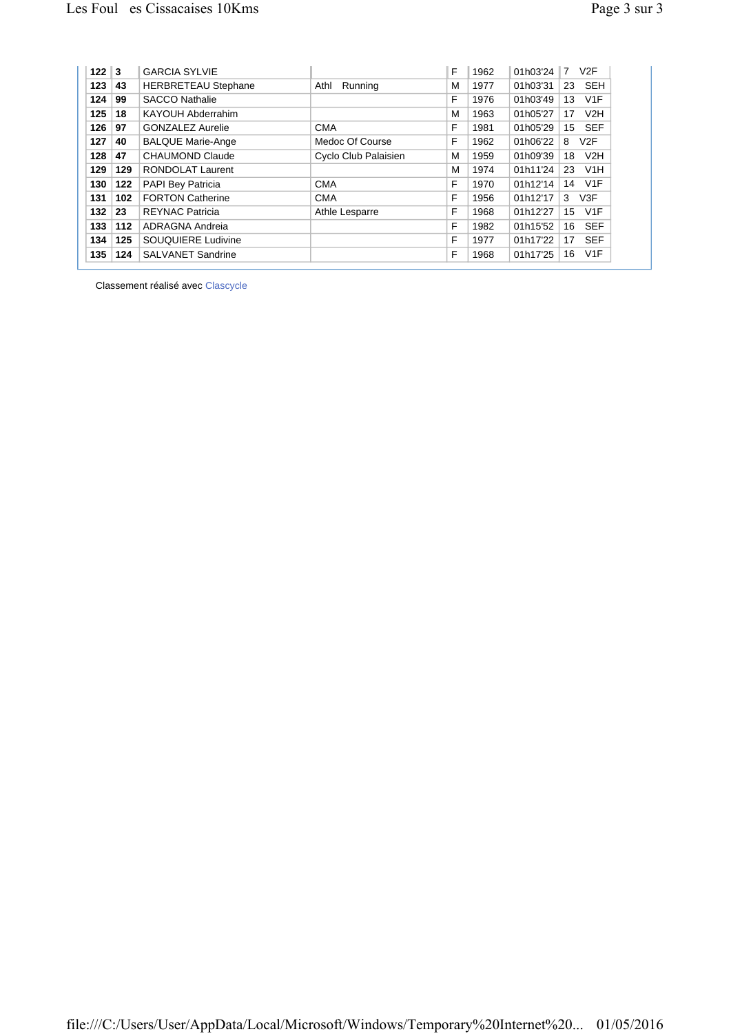| | | | | | | | | |
|---|---|---|---|---|---|---|---|---|
| **122** | **3** | GARCIA SYLVIE | | F | 1962 | 01h03'24 | 7 | V2F |
| **123** | **43** | HERBRETEAU Stephane | Athl Running | M | 1977 | 01h03'31 | 23 | SEH |
| **124** | **99** | SACCO Nathalie | | F | 1976 | 01h03'49 | 13 | V1F |
| **125** | **18** | KAYOUH Abderrahim | | M | 1963 | 01h05'27 | 17 | V2H |
| **126** | **97** | GONZALEZ Aurelie | CMA | F | 1981 | 01h05'29 | 15 | SEF |
| **127** | **40** | BALQUE Marie-Ange | Medoc Of Course | F | 1962 | 01h06'22 | 8 | V2F |
| **128** | **47** | CHAUMOND Claude | Cyclo Club Palaisien | M | 1959 | 01h09'39 | 18 | V2H |
| **129** | **129** | RONDOLAT Laurent | | M | 1974 | 01h11'24 | 23 | V1H |
| **130** | **122** | PAPI Bey Patricia | CMA | F | 1970 | 01h12'14 | 14 | V1F |
| **131** | **102** | FORTON Catherine | CMA | F | 1956 | 01h12'17 | 3 | V3F |
| **132** | **23** | REYNAC Patricia | Athle Lesparre | F | 1968 | 01h12'27 | 15 | V1F |
| **133** | **112** | ADRAGNA Andreia | | F | 1982 | 01h15'52 | 16 | SEF |
| **134** | **125** | SOUQUIERE Ludivine | | F | 1977 | 01h17'22 | 17 | SEF |
| **135** | **124** | SALVANET Sandrine | | F | 1968 | 01h17'25 | 16 | V1F |

Classement réalisé avec Clascycle